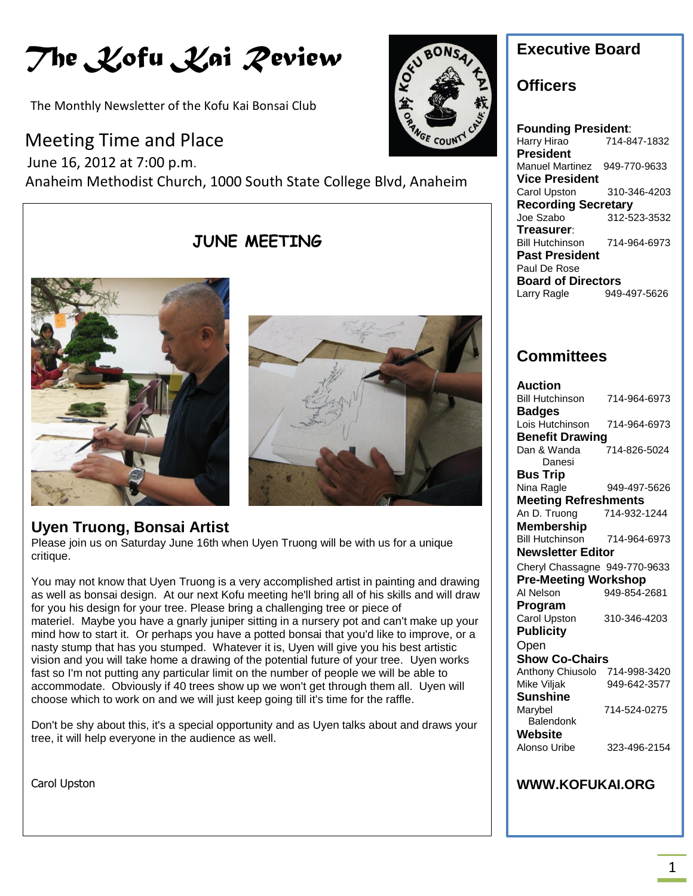# The Kofu Kai Review

The Monthly Newsletter of the Kofu Kai Bonsai Club

## Meeting Time and Place

June 16, 2012 at 7:00 p.m.

Anaheim Methodist Church, 1000 South State College Blvd, Anaheim

## JUNE MEETING

### Uyen Truong, Bonsai Artist

Please join us on Saturday June 16th when Uyen Truong will be with us for a unique critique.

You may not know that Uyen Truong is a very accomplished artist in painting and drawing as well as bonsai design. At our next Kofu meeting he'll bring all of his skills and will draw for you his design for your tree. Please bring a challenging tree or piece of materiel. Maybe you have a gnarly juniper sitting in a nursery pot and can't make up your mind how to start it. Or perhaps you have a potted bonsai that you'd like to improve, or a nasty stump that has you stumped. Whatever it is, Uyen will give you his best artistic vision and you will take home a drawing of the potential future of your tree. Uyen works fast so I'm not putting any particular limit on the number of people we will be able to accommodate. Obviously if 40 trees show up we won't get through them all. Uyen will choose which to work on and we will just keep going till it's time for the raffle.

Don't be shy about this, it's a special opportunity and as Uyen talks about and draws your tree, it will help everyone in the audience as well.

Carol Upston

## Executive Board

### Officers

**Founding President**:
Harry Hirao 714-847-1832

**President**
Manuel Martinez 949-770-9633

**Vice President**
Carol Upston 310-346-4203

**Recording Secretary**
Joe Szabo 312-523-3532

**Treasurer**:
Bill Hutchinson 714-964-6973

**Past President**
Paul De Rose

**Board of Directors**
Larry Ragle 949-497-5626

### Committees

**Auction**
Bill Hutchinson 714-964-6973

**Badges**
Lois Hutchinson 714-964-6973

**Benefit Drawing**
Dan & Wanda Danesi 714-826-5024

**Bus Trip**
Nina Ragle 949-497-5626

**Meeting Refreshments**
An D. Truong 714-932-1244

**Membership**
Bill Hutchinson 714-964-6973

**Newsletter Editor**
Cheryl Chassagne 949-770-9633

**Pre-Meeting Workshop**
Al Nelson 949-854-2681

**Program**
Carol Upston 310-346-4203

**Publicity**
Open

**Show Co-Chairs**
Anthony Chiusolo 714-998-3420
Mike Viljak 949-642-3577

**Sunshine**
Marybel Balendonk 714-524-0275

**Website**
Alonso Uribe 323-496-2154

**WWW.KOFUKAI.ORG**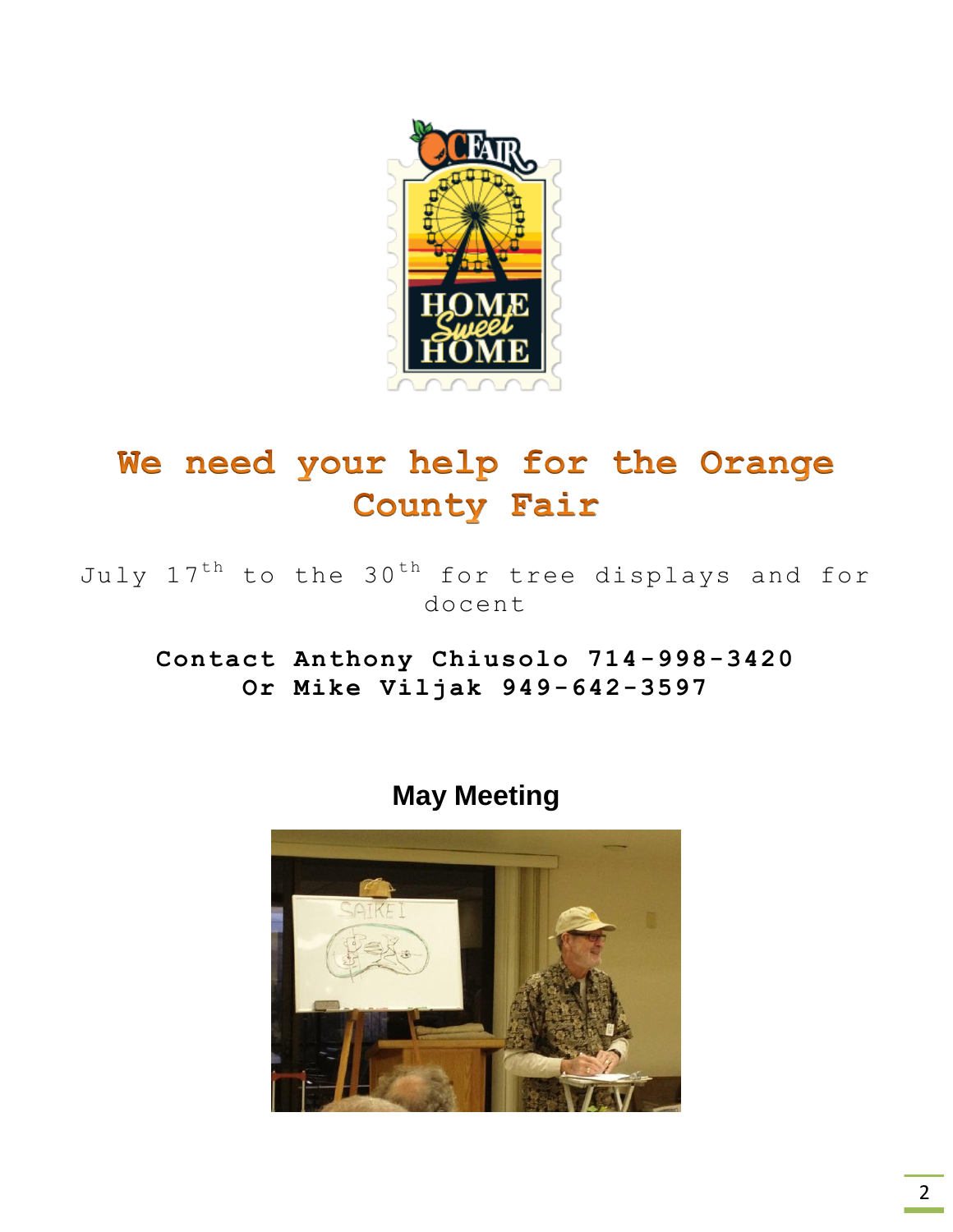# We need your help for the Orange County Fair

July 17th to the 30th for tree displays and for docent

**Contact Anthony Chiusolo 714-998-3420**
**Or Mike Viljak 949-642-3597**

## May Meeting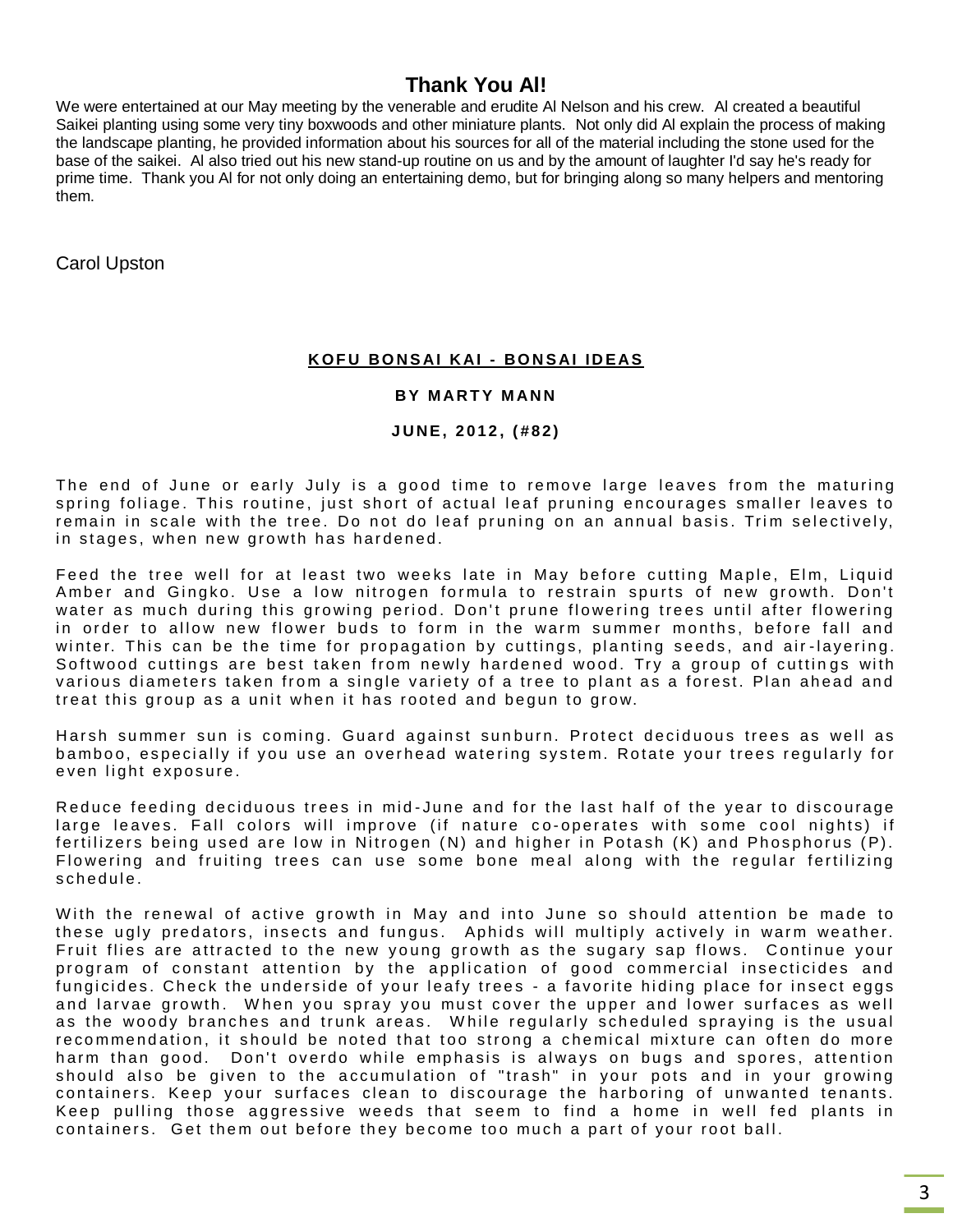## Thank You Al!

We were entertained at our May meeting by the venerable and erudite Al Nelson and his crew. Al created a beautiful Saikei planting using some very tiny boxwoods and other miniature plants. Not only did Al explain the process of making the landscape planting, he provided information about his sources for all of the material including the stone used for the base of the saikei. Al also tried out his new stand-up routine on us and by the amount of laughter I'd say he's ready for prime time. Thank you Al for not only doing an entertaining demo, but for bringing along so many helpers and mentoring them.

Carol Upston

**KOFU BONSAI KAI - BONSAI IDEAS**

**BY MARTY MANN**

**JUNE, 2012, (#82)**

The end of June or early July is a good time to remove large leaves from the maturing spring foliage. This routine, just short of actual leaf pruning encourages smaller leaves to remain in scale with the tree. Do not do leaf pruning on an annual basis. Trim selectively, in stages, when new growth has hardened.

Feed the tree well for at least two weeks late in May before cutting Maple, Elm, Liquid Amber and Gingko. Use a low nitrogen formula to restrain spurts of new growth. Don't water as much during this growing period. Don't prune flowering trees until after flowering in order to allow new flower buds to form in the warm summer months, before fall and winter. This can be the time for propagation by cuttings, planting seeds, and air-layering. Softwood cuttings are best taken from newly hardened wood. Try a group of cuttings with various diameters taken from a single variety of a tree to plant as a forest. Plan ahead and treat this group as a unit when it has rooted and begun to grow.

Harsh summer sun is coming. Guard against sunburn. Protect deciduous trees as well as bamboo, especially if you use an overhead watering system. Rotate your trees regularly for even light exposure.

Reduce feeding deciduous trees in mid-June and for the last half of the year to discourage large leaves. Fall colors will improve (if nature co-operates with some cool nights) if fertilizers being used are low in Nitrogen (N) and higher in Potash (K) and Phosphorus (P). Flowering and fruiting trees can use some bone meal along with the regular fertilizing schedule.

With the renewal of active growth in May and into June so should attention be made to these ugly predators, insects and fungus. Aphids will multiply actively in warm weather. Fruit flies are attracted to the new young growth as the sugary sap flows. Continue your program of constant attention by the application of good commercial insecticides and fungicides. Check the underside of your leafy trees - a favorite hiding place for insect eggs and larvae growth. When you spray you must cover the upper and lower surfaces as well as the woody branches and trunk areas. While regularly scheduled spraying is the usual recommendation, it should be noted that too strong a chemical mixture can often do more harm than good. Don't overdo while emphasis is always on bugs and spores, attention should also be given to the accumulation of "trash" in your pots and in your growing containers. Keep your surfaces clean to discourage the harboring of unwanted tenants. Keep pulling those aggressive weeds that seem to find a home in well fed plants in containers. Get them out before they become too much a part of your root ball.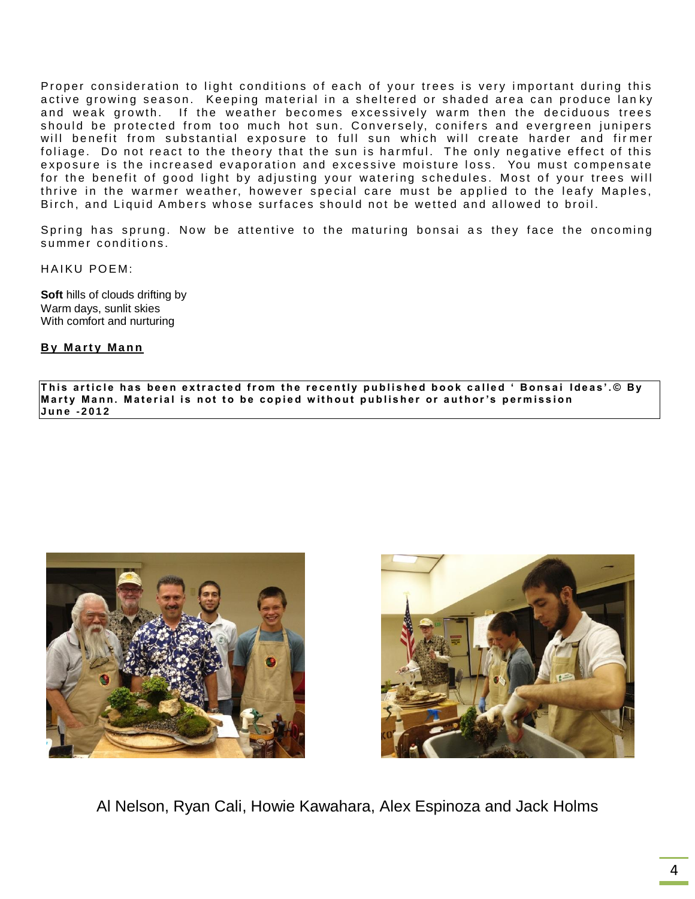Proper consideration to light conditions of each of your trees is very important during this active growing season. Keeping material in a sheltered or shaded area can produce lanky and weak growth. If the weather becomes excessively warm then the deciduous trees should be protected from too much hot sun. Conversely, conifers and evergreen junipers will benefit from substantial exposure to full sun which will create harder and firmer foliage. Do not react to the theory that the sun is harmful. The only negative effect of this exposure is the increased evaporation and excessive moisture loss. You must compensate for the benefit of good light by adjusting your watering schedules. Most of your trees will thrive in the warmer weather, however special care must be applied to the leafy Maples, Birch, and Liquid Ambers whose surfaces should not be wetted and allowed to broil.

Spring has sprung. Now be attentive to the maturing bonsai as they face the oncoming summer conditions.

HAIKU POEM:

**Soft** hills of clouds drifting by
Warm days, sunlit skies
With comfort and nurturing

**By Marty Mann**

**This article has been extracted from the recently published book called ' Bonsai Ideas'.© By Marty Mann. Material is not to be copied without publisher or author's permission June -2012**

Al Nelson, Ryan Cali, Howie Kawahara, Alex Espinoza and Jack Holms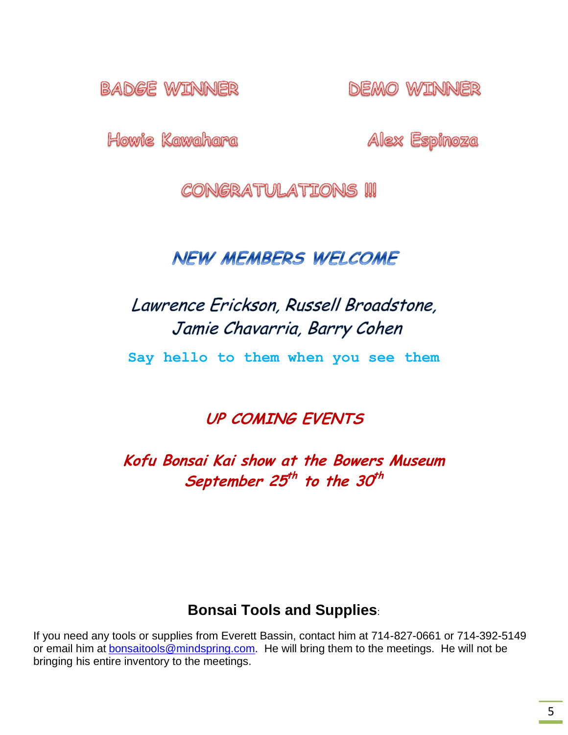**BADGE WINNER**

**Howie Kawahara**

**DEMO WINNER**

**Alex Espinoza**

**CONGRATULATIONS !!!**

## NEW MEMBERS WELCOME

*Lawrence Erickson, Russell Broadstone, Jamie Chavarria, Barry Cohen*

**Say hello to them when you see them**

## UP COMING EVENTS

***Kofu Bonsai Kai show at the Bowers Museum September 25th to the 30th***

### Bonsai Tools and Supplies:

If you need any tools or supplies from Everett Bassin, contact him at 714-827-0661 or 714-392-5149 or email him at bonsaitools@mindspring.com. He will bring them to the meetings. He will not be bringing his entire inventory to the meetings.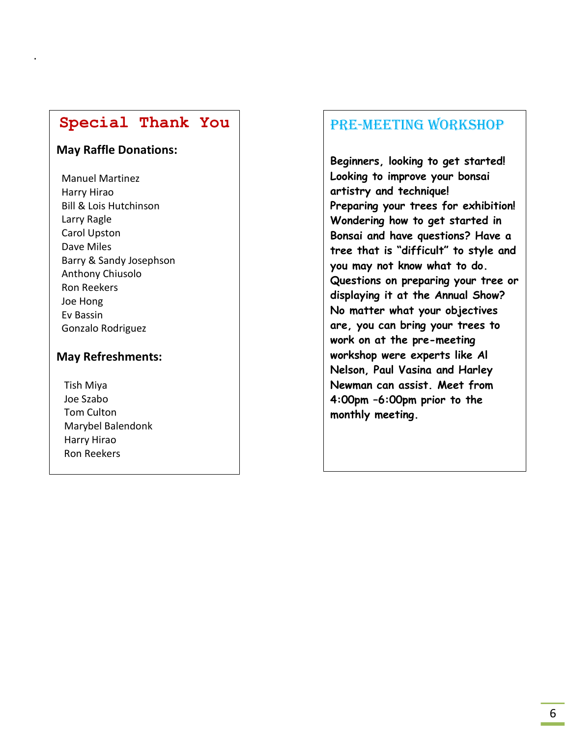## Special Thank You

### May Raffle Donations:

Manuel Martinez
Harry Hirao
Bill & Lois Hutchinson
Larry Ragle
Carol Upston
Dave Miles
Barry & Sandy Josephson
Anthony Chiusolo
Ron Reekers
Joe Hong
Ev Bassin
Gonzalo Rodriguez

### May Refreshments:

Tish Miya
Joe Szabo
Tom Culton
Marybel Balendonk
Harry Hirao
Ron Reekers

## PRE-MEETING WORKSHOP

**Beginners, looking to get started! Looking to improve your bonsai artistry and technique! Preparing your trees for exhibition! Wondering how to get started in Bonsai and have questions? Have a tree that is "difficult" to style and you may not know what to do. Questions on preparing your tree or displaying it at the Annual Show? No matter what your objectives are, you can bring your trees to work on at the pre-meeting workshop were experts like Al Nelson, Paul Vasina and Harley Newman can assist. Meet from 4:00pm -6:00pm prior to the monthly meeting.**